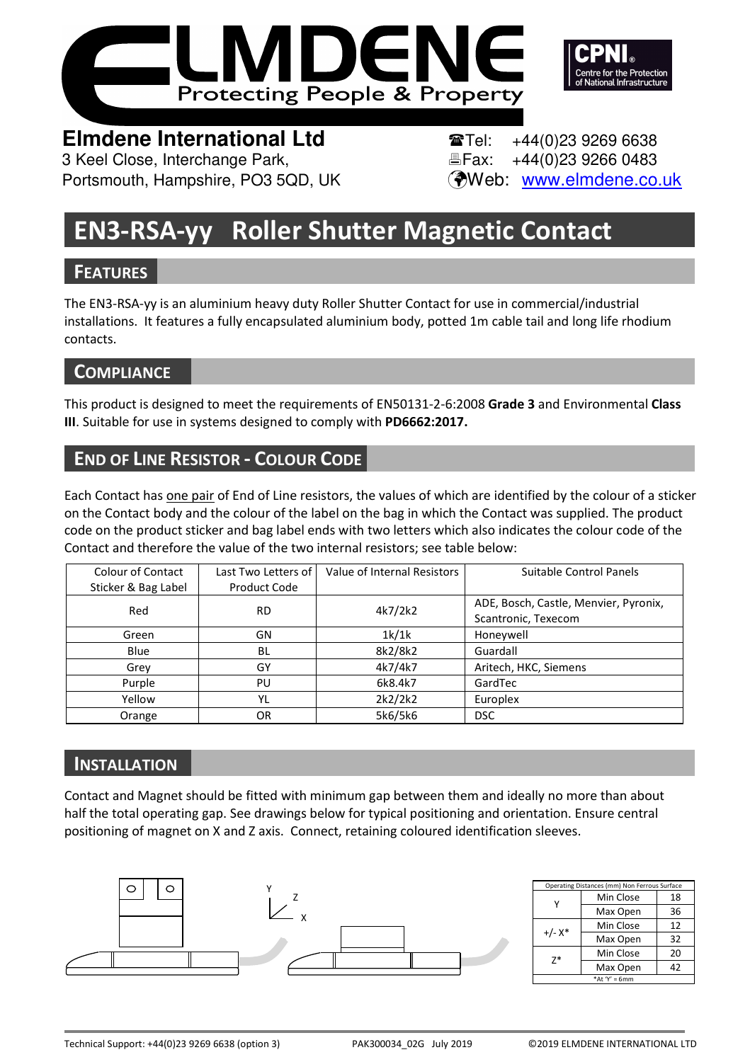# ELMDENE

Protecting People & Property

CPNI Centre for the Protection of National Infrastructure

**Elmdene International Ltd**
3 Keel Close, Interchange Park,
Portsmouth, Hampshire, PO3 5QD, UK

Tel: +44(0)23 9269 6638
Fax: +44(0)23 9266 0483
Web: www.elmdene.co.uk

# EN3-RSA-yy Roller Shutter Magnetic Contact

## FEATURES

The EN3-RSA-yy is an aluminium heavy duty Roller Shutter Contact for use in commercial/industrial installations. It features a fully encapsulated aluminium body, potted 1m cable tail and long life rhodium contacts.

## COMPLIANCE

This product is designed to meet the requirements of EN50131-2-6:2008 **Grade 3** and Environmental **Class III**. Suitable for use in systems designed to comply with **PD6662:2017.**

## END OF LINE RESISTOR - COLOUR CODE

Each Contact has one pair of End of Line resistors, the values of which are identified by the colour of a sticker on the Contact body and the colour of the label on the bag in which the Contact was supplied. The product code on the product sticker and bag label ends with two letters which also indicates the colour code of the Contact and therefore the value of the two internal resistors; see table below:

| Colour of Contact Sticker & Bag Label | Last Two Letters of Product Code | Value of Internal Resistors | Suitable Control Panels |
|---|---|---|---|
| Red | RD | 4k7/2k2 | ADE, Bosch, Castle, Menvier, Pyronix, Scantronic, Texecom |
| Green | GN | 1k/1k | Honeywell |
| Blue | BL | 8k2/8k2 | Guardall |
| Grey | GY | 4k7/4k7 | Aritech, HKC, Siemens |
| Purple | PU | 6k8.4k7 | GardTec |
| Yellow | YL | 2k2/2k2 | Europlex |
| Orange | OR | 5k6/5k6 | DSC |

## INSTALLATION

Contact and Magnet should be fitted with minimum gap between them and ideally no more than about half the total operating gap. See drawings below for typical positioning and orientation. Ensure central positioning of magnet on X and Z axis. Connect, retaining coloured identification sleeves.

| Operating Distances (mm) Non Ferrous Surface | | |
|---|---|---|
| Y | Min Close | 18 |
| | Max Open | 36 |
| +/- X* | Min Close | 12 |
| | Max Open | 32 |
| Z* | Min Close | 20 |
| | Max Open | 42 |

*At 'Y' = 6mm

Technical Support: +44(0)23 9269 6638 (option 3) PAK300034_02G July 2019 ©2019 ELMDENE INTERNATIONAL LTD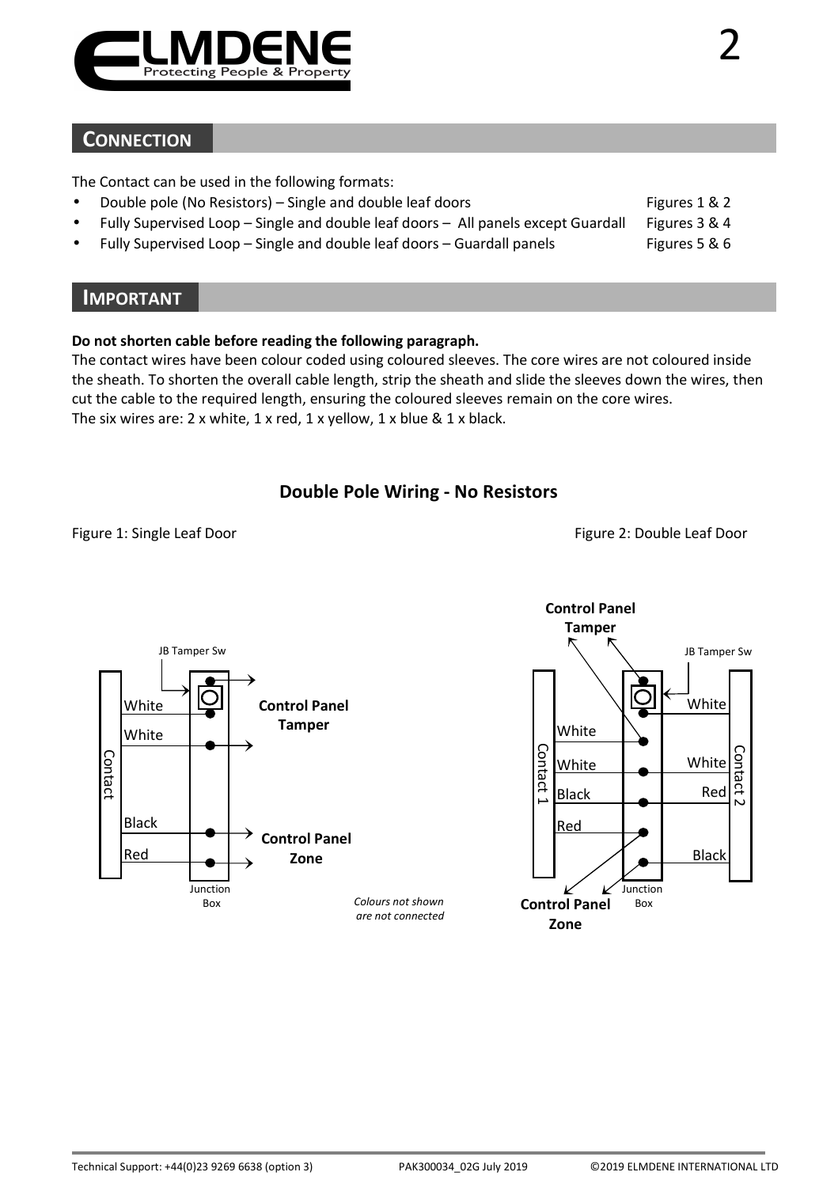## CONNECTION

The Contact can be used in the following formats:

- Double pole (No Resistors) – Single and double leaf doors — Figures 1 & 2
- Fully Supervised Loop – Single and double leaf doors – All panels except Guardall — Figures 3 & 4
- Fully Supervised Loop – Single and double leaf doors – Guardall panels — Figures 5 & 6

## IMPORTANT

**Do not shorten cable before reading the following paragraph.**

The contact wires have been colour coded using coloured sleeves. The core wires are not coloured inside the sheath. To shorten the overall cable length, strip the sheath and slide the sleeves down the wires, then cut the cable to the required length, ensuring the coloured sleeves remain on the core wires.

The six wires are: 2 x white, 1 x red, 1 x yellow, 1 x blue & 1 x black.

### Double Pole Wiring - No Resistors

Figure 1: Single Leaf Door

Figure 2: Double Leaf Door

JB Tamper Sw

White

White

Contact

Black

Red

Junction Box

**Control Panel Tamper**

**Control Panel Zone**

*Colours not shown are not connected*

**Control Panel Tamper**

JB Tamper Sw

Contact 1

White

White

Black

Red

White

White

Red

Black

Contact 2

Junction Box

**Control Panel Zone**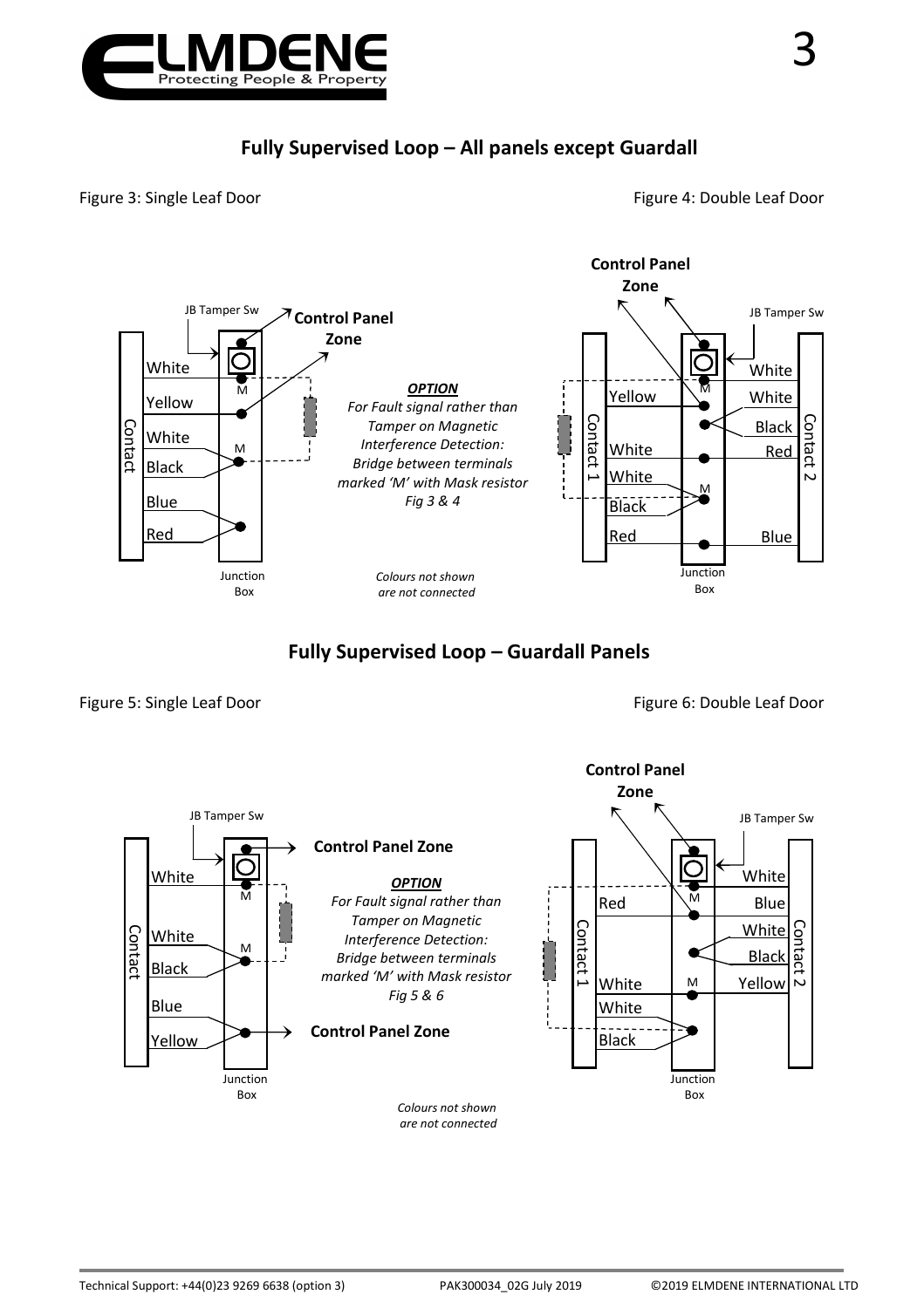## Fully Supervised Loop – All panels except Guardall

Figure 3: Single Leaf Door

Figure 4: Double Leaf Door

JB Tamper Sw

**Control Panel Zone**

Contact: White, Yellow, White, Black, Blue, Red

Junction Box

***OPTION***

*For Fault signal rather than Tamper on Magnetic Interference Detection: Bridge between terminals marked 'M' with Mask resistor Fig 3 & 4*

*Colours not shown are not connected*

**Control Panel Zone**

JB Tamper Sw

Contact 1: Yellow, White, White, Black, Red

Contact 2: White, White, Black, Red, Blue

Junction Box

## Fully Supervised Loop – Guardall Panels

Figure 5: Single Leaf Door

Figure 6: Double Leaf Door

JB Tamper Sw

**Control Panel Zone**

Contact: White, White, Black, Blue, Yellow

Junction Box

***OPTION***

*For Fault signal rather than Tamper on Magnetic Interference Detection: Bridge between terminals marked 'M' with Mask resistor Fig 5 & 6*

**Control Panel Zone**

*Colours not shown are not connected*

**Control Panel Zone**

JB Tamper Sw

Contact 1: Red, White, White, Black

Contact 2: White, Blue, White, Black, Yellow

Junction Box

Technical Support: +44(0)23 9269 6638 (option 3) PAK300034_02G July 2019 ©2019 ELMDENE INTERNATIONAL LTD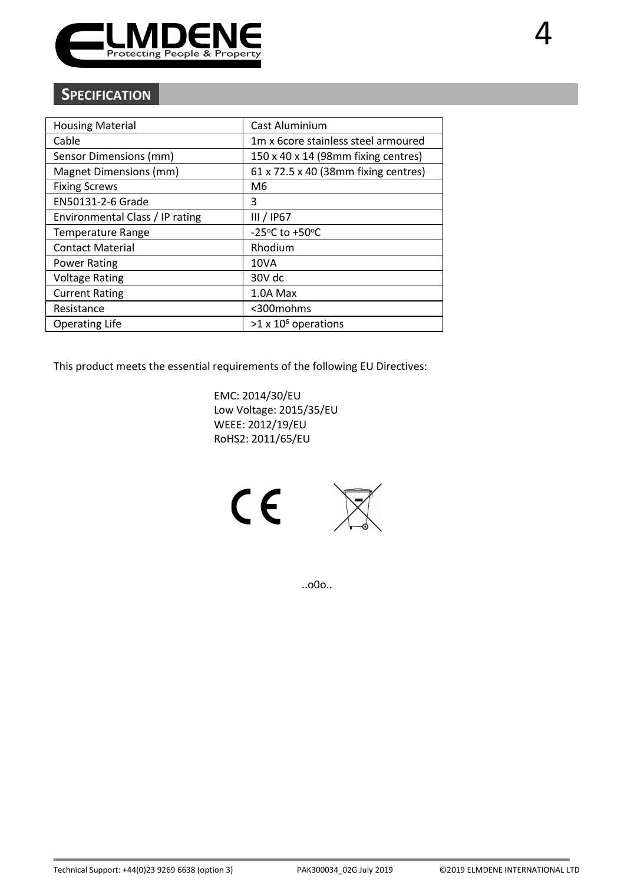## SPECIFICATION

| | |
|---|---|
| Housing Material | Cast Aluminium |
| Cable | 1m x 6core stainless steel armoured |
| Sensor Dimensions (mm) | 150 x 40 x 14 (98mm fixing centres) |
| Magnet Dimensions (mm) | 61 x 72.5 x 40 (38mm fixing centres) |
| Fixing Screws | M6 |
| EN50131-2-6 Grade | 3 |
| Environmental Class / IP rating | III / IP67 |
| Temperature Range | -25°C to +50°C |
| Contact Material | Rhodium |
| Power Rating | 10VA |
| Voltage Rating | 30V dc |
| Current Rating | 1.0A Max |
| Resistance | <300mohms |
| Operating Life | >1 x $10^6$ operations |

This product meets the essential requirements of the following EU Directives:

EMC: 2014/30/EU
Low Voltage: 2015/35/EU
WEEE: 2012/19/EU
RoHS2: 2011/65/EU

..o0o..

Technical Support: +44(0)23 9269 6638 (option 3) PAK300034_02G July 2019 ©2019 ELMDENE INTERNATIONAL LTD